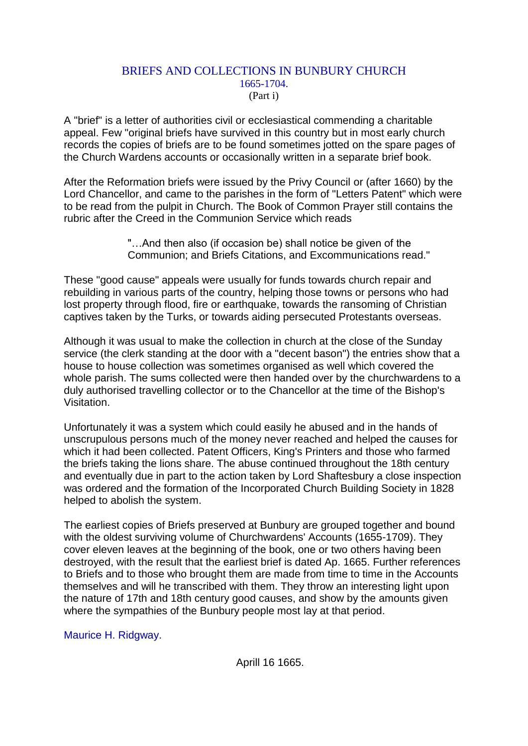# BRIEFS AND COLLECTIONS IN BUNBURY CHURCH
## 1665-1704.
### (Part i)

A "brief" is a letter of authorities civil or ecclesiastical commending a charitable appeal. Few "original briefs have survived in this country but in most early church records the copies of briefs are to be found sometimes jotted on the spare pages of the Church Wardens accounts or occasionally written in a separate brief book.

After the Reformation briefs were issued by the Privy Council or (after 1660) by the Lord Chancellor, and came to the parishes in the form of "Letters Patent" which were to be read from the pulpit in Church. The Book of Common Prayer still contains the rubric after the Creed in the Communion Service which reads

> "…And then also (if occasion be) shall notice be given of the Communion; and Briefs Citations, and Excommunications read."

These "good cause" appeals were usually for funds towards church repair and rebuilding in various parts of the country, helping those towns or persons who had lost property through flood, fire or earthquake, towards the ransoming of Christian captives taken by the Turks, or towards aiding persecuted Protestants overseas.

Although it was usual to make the collection in church at the close of the Sunday service (the clerk standing at the door with a "decent bason") the entries show that a house to house collection was sometimes organised as well which covered the whole parish. The sums collected were then handed over by the churchwardens to a duly authorised travelling collector or to the Chancellor at the time of the Bishop's Visitation.

Unfortunately it was a system which could easily he abused and in the hands of unscrupulous persons much of the money never reached and helped the causes for which it had been collected. Patent Officers, King's Printers and those who farmed the briefs taking the lions share. The abuse continued throughout the 18th century and eventually due in part to the action taken by Lord Shaftesbury a close inspection was ordered and the formation of the Incorporated Church Building Society in 1828 helped to abolish the system.

The earliest copies of Briefs preserved at Bunbury are grouped together and bound with the oldest surviving volume of Churchwardens' Accounts (1655-1709). They cover eleven leaves at the beginning of the book, one or two others having been destroyed, with the result that the earliest brief is dated Ap. 1665. Further references to Briefs and to those who brought them are made from time to time in the Accounts themselves and will he transcribed with them. They throw an interesting light upon the nature of 17th and 18th century good causes, and show by the amounts given where the sympathies of the Bunbury people most lay at that period.

Maurice H. Ridgway.

Aprill 16 1665.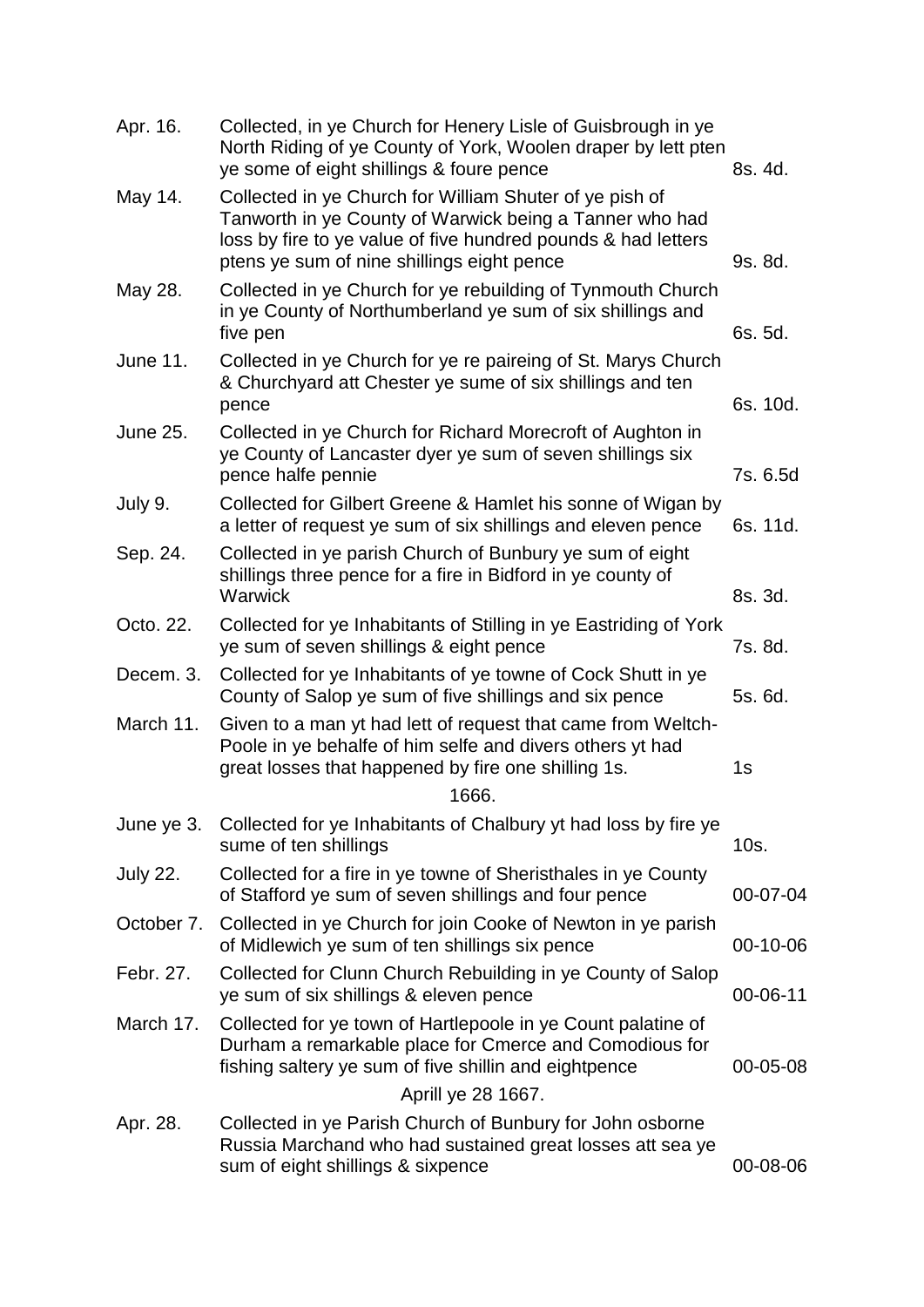| | | |
|---|---|---|
| Apr. 16. | Collected, in ye Church for Henery Lisle of Guisbrough in ye North Riding of ye County of York, Woolen draper by lett pten ye some of eight shillings & foure pence | 8s. 4d. |
| May 14. | Collected in ye Church for William Shuter of ye pish of Tanworth in ye County of Warwick being a Tanner who had loss by fire to ye value of five hundred pounds & had letters ptens ye sum of nine shillings eight pence | 9s. 8d. |
| May 28. | Collected in ye Church for ye rebuilding of Tynmouth Church in ye County of Northumberland ye sum of six shillings and five pen | 6s. 5d. |
| June 11. | Collected in ye Church for ye re paireing of St. Marys Church & Churchyard att Chester ye sume of six shillings and ten pence | 6s. 10d. |
| June 25. | Collected in ye Church for Richard Morecroft of Aughton in ye County of Lancaster dyer ye sum of seven shillings six pence halfe pennie | 7s. 6.5d |
| July 9. | Collected for Gilbert Greene & Hamlet his sonne of Wigan by a letter of request ye sum of six shillings and eleven pence | 6s. 11d. |
| Sep. 24. | Collected in ye parish Church of Bunbury ye sum of eight shillings three pence for a fire in Bidford in ye county of Warwick | 8s. 3d. |
| Octo. 22. | Collected for ye Inhabitants of Stilling in ye Eastriding of York ye sum of seven shillings & eight pence | 7s. 8d. |
| Decem. 3. | Collected for ye Inhabitants of ye towne of Cock Shutt in ye County of Salop ye sum of five shillings and six pence | 5s. 6d. |
| March 11. | Given to a man yt had lett of request that came from Weltch-Poole in ye behalfe of him selfe and divers others yt had great losses that happened by fire one shilling 1s. | 1s |
| | 1666. | |
| June ye 3. | Collected for ye Inhabitants of Chalbury yt had loss by fire ye sume of ten shillings | 10s. |
| July 22. | Collected for a fire in ye towne of Sheristhales in ye County of Stafford ye sum of seven shillings and four pence | 00-07-04 |
| October 7. | Collected in ye Church for join Cooke of Newton in ye parish of Midlewich ye sum of ten shillings six pence | 00-10-06 |
| Febr. 27. | Collected for Clunn Church Rebuilding in ye County of Salop ye sum of six shillings & eleven pence | 00-06-11 |
| March 17. | Collected for ye town of Hartlepoole in ye Count palatine of Durham a remarkable place for Cmerce and Comodious for fishing saltery ye sum of five shillin and eightpence | 00-05-08 |
| | Aprill ye 28 1667. | |
| Apr. 28. | Collected in ye Parish Church of Bunbury for John osborne Russia Marchand who had sustained great losses att sea ye sum of eight shillings & sixpence | 00-08-06 |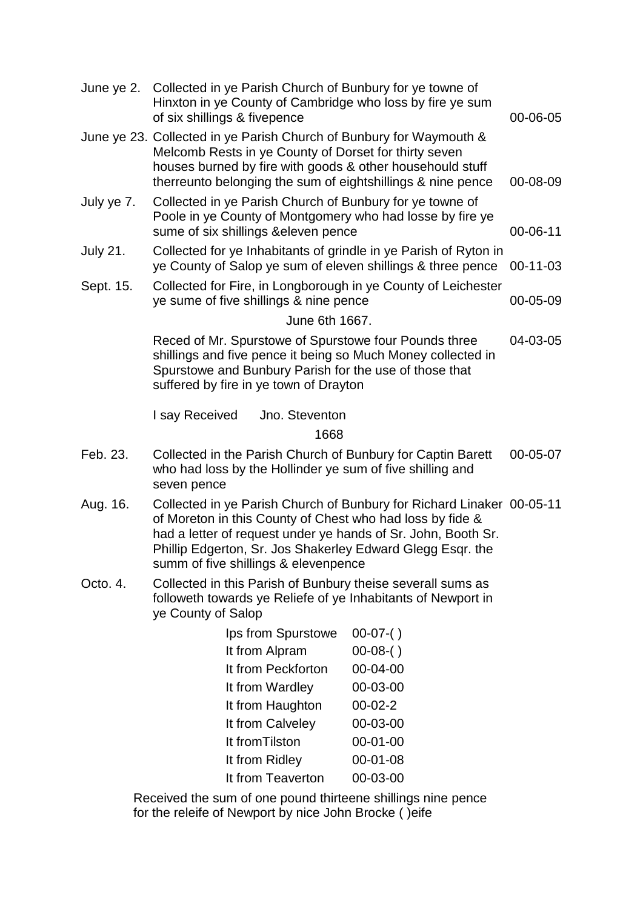| | | |
|---|---|---|
| June ye 2. | Collected in ye Parish Church of Bunbury for ye towne of Hinxton in ye County of Cambridge who loss by fire ye sum of six shillings & fivepence | 00-06-05 |
| June ye 23. | Collected in ye Parish Church of Bunbury for Waymouth & Melcomb Rests in ye County of Dorset for thirty seven houses burned by fire with goods & other househould stuff therreunto belonging the sum of eightshillings & nine pence | 00-08-09 |
| July ye 7. | Collected in ye Parish Church of Bunbury for ye towne of Poole in ye County of Montgomery who had losse by fire ye sume of six shillings &eleven pence | 00-06-11 |
| July 21. | Collected for ye Inhabitants of grindle in ye Parish of Ryton in ye County of Salop ye sum of eleven shillings & three pence | 00-11-03 |
| Sept. 15. | Collected for Fire, in Longborough in ye County of Leichester ye sume of five shillings & nine pence | 00-05-09 |

June 6th 1667.

Reced of Mr. Spurstowe of Spurstowe four Pounds three shillings and five pence it being so Much Money collected in Spurstowe and Bunbury Parish for the use of those that suffered by fire in ye town of Drayton 04-03-05

I say Received Jno. Steventon

1668

| | | |
|---|---|---|
| Feb. 23. | Collected in the Parish Church of Bunbury for Captin Barett who had loss by the Hollinder ye sum of five shilling and seven pence | 00-05-07 |
| Aug. 16. | Collected in ye Parish Church of Bunbury for Richard Linaker of Moreton in this County of Chest who had loss by fide & had a letter of request under ye hands of Sr. John, Booth Sr. Phillip Edgerton, Sr. Jos Shakerley Edward Glegg Esqr. the summ of five shillings & elevenpence | 00-05-11 |
| Octo. 4. | Collected in this Parish of Bunbury theise severall sums as followeth towards ye Reliefe of ye Inhabitants of Newport in ye County of Salop | |

| | |
|---|---|
| Ips from Spurstowe | 00-07-( ) |
| It from Alpram | 00-08-( ) |
| It from Peckforton | 00-04-00 |
| It from Wardley | 00-03-00 |
| It from Haughton | 00-02-2 |
| It from Calveley | 00-03-00 |
| It fromTilston | 00-01-00 |
| It from Ridley | 00-01-08 |
| It from Teaverton | 00-03-00 |

Received the sum of one pound thirteene shillings nine pence for the releife of Newport by nice John Brocke ( )eife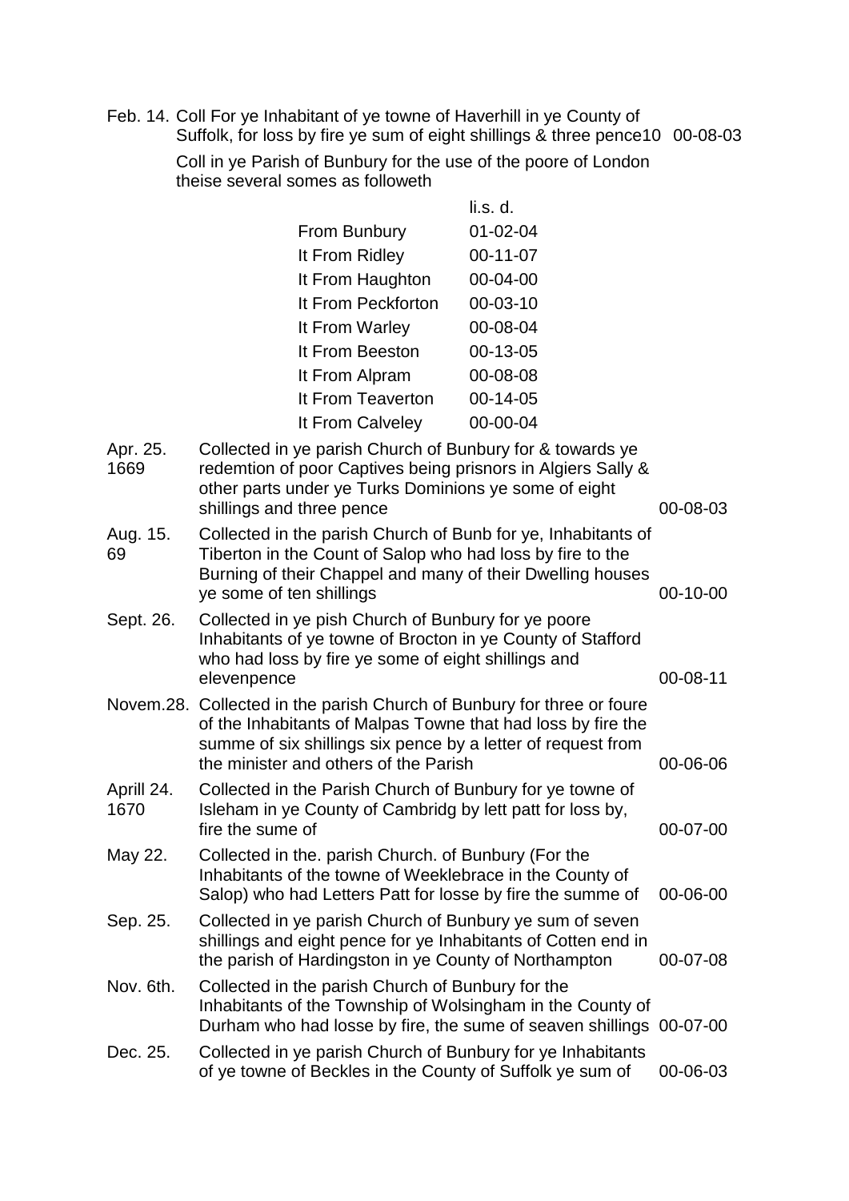| | | |
|---|---|---|
| Feb. 14. | Coll For ye Inhabitant of ye towne of Haverhill in ye County of Suffolk, for loss by fire ye sum of eight shillings & three pence10 | 00-08-03 |
| | Coll in ye Parish of Bunbury for the use of the poore of London theise several somes as followeth | |

| | li.s. d. |
|---|---|
| From Bunbury | 01-02-04 |
| It From Ridley | 00-11-07 |
| It From Haughton | 00-04-00 |
| It From Peckforton | 00-03-10 |
| It From Warley | 00-08-04 |
| It From Beeston | 00-13-05 |
| It From Alpram | 00-08-08 |
| It From Teaverton | 00-14-05 |
| It From Calveley | 00-00-04 |

| | | |
|---|---|---|
| Apr. 25. 1669 | Collected in ye parish Church of Bunbury for & towards ye redemtion of poor Captives being prisnors in Algiers Sally & other parts under ye Turks Dominions ye some of eight shillings and three pence | 00-08-03 |
| Aug. 15. 69 | Collected in the parish Church of Bunb for ye, Inhabitants of Tiberton in the Count of Salop who had loss by fire to the Burning of their Chappel and many of their Dwelling houses ye some of ten shillings | 00-10-00 |
| Sept. 26. | Collected in ye pish Church of Bunbury for ye poore Inhabitants of ye towne of Brocton in ye County of Stafford who had loss by fire ye some of eight shillings and elevenpence | 00-08-11 |
| Novem.28. | Collected in the parish Church of Bunbury for three or foure of the Inhabitants of Malpas Towne that had loss by fire the summe of six shillings six pence by a letter of request from the minister and others of the Parish | 00-06-06 |
| Aprill 24. 1670 | Collected in the Parish Church of Bunbury for ye towne of Isleham in ye County of Cambridg by lett patt for loss by, fire the sume of | 00-07-00 |
| May 22. | Collected in the. parish Church. of Bunbury (For the Inhabitants of the towne of Weeklebrace in the County of Salop) who had Letters Patt for losse by fire the summe of | 00-06-00 |
| Sep. 25. | Collected in ye parish Church of Bunbury ye sum of seven shillings and eight pence for ye Inhabitants of Cotten end in the parish of Hardingston in ye County of Northampton | 00-07-08 |
| Nov. 6th. | Collected in the parish Church of Bunbury for the Inhabitants of the Township of Wolsingham in the County of Durham who had losse by fire, the sume of seaven shillings | 00-07-00 |
| Dec. 25. | Collected in ye parish Church of Bunbury for ye Inhabitants of ye towne of Beckles in the County of Suffolk ye sum of | 00-06-03 |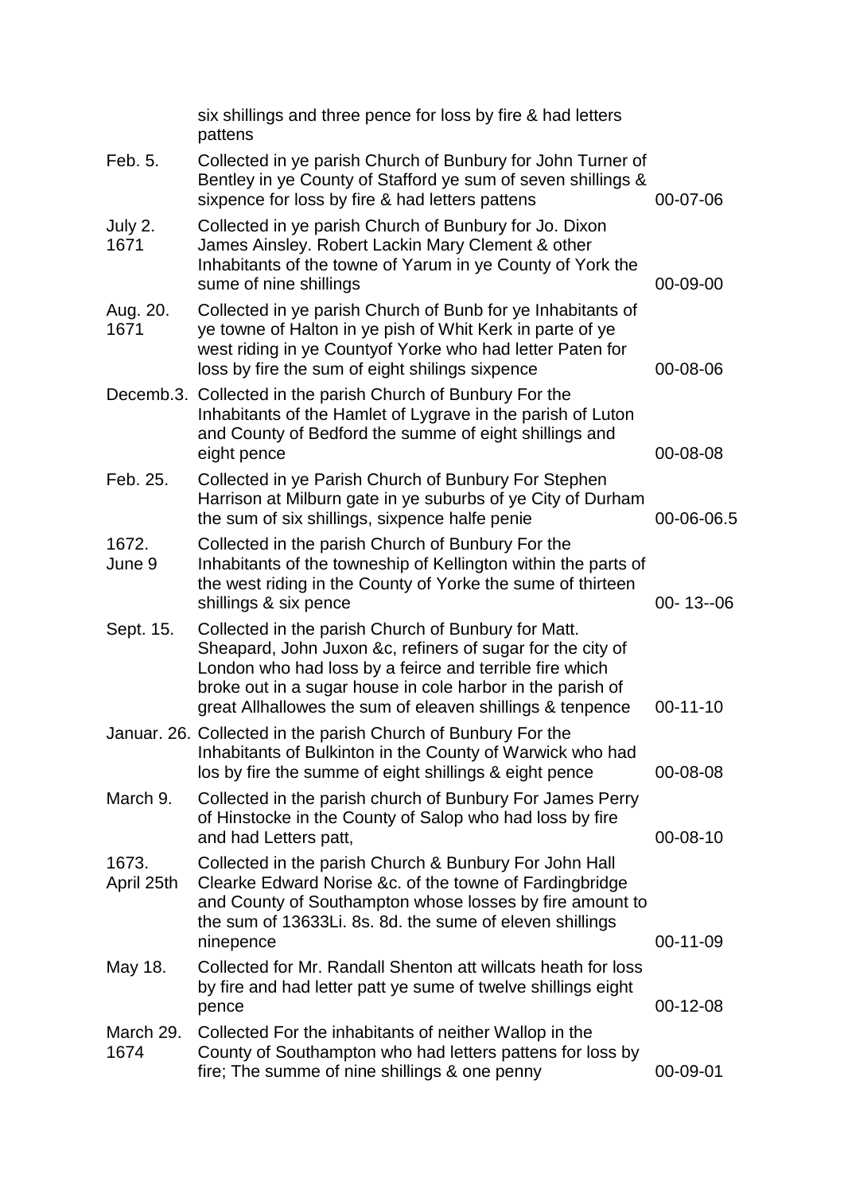| | | |
|---|---|---|
| | six shillings and three pence for loss by fire & had letters pattens | |
| Feb. 5. | Collected in ye parish Church of Bunbury for John Turner of Bentley in ye County of Stafford ye sum of seven shillings & sixpence for loss by fire & had letters pattens | 00-07-06 |
| July 2. 1671 | Collected in ye parish Church of Bunbury for Jo. Dixon James Ainsley. Robert Lackin Mary Clement & other Inhabitants of the towne of Yarum in ye County of York the sume of nine shillings | 00-09-00 |
| Aug. 20. 1671 | Collected in ye parish Church of Bunb for ye Inhabitants of ye towne of Halton in ye pish of Whit Kerk in parte of ye west riding in ye Countyof Yorke who had letter Paten for loss by fire the sum of eight shilings sixpence | 00-08-06 |
| Decemb.3. | Collected in the parish Church of Bunbury For the Inhabitants of the Hamlet of Lygrave in the parish of Luton and County of Bedford the summe of eight shillings and eight pence | 00-08-08 |
| Feb. 25. | Collected in ye Parish Church of Bunbury For Stephen Harrison at Milburn gate in ye suburbs of ye City of Durham the sum of six shillings, sixpence halfe penie | 00-06-06.5 |
| 1672. June 9 | Collected in the parish Church of Bunbury For the Inhabitants of the towneship of Kellington within the parts of the west riding in the County of Yorke the sume of thirteen shillings & six pence | 00- 13--06 |
| Sept. 15. | Collected in the parish Church of Bunbury for Matt. Sheapard, John Juxon &c, refiners of sugar for the city of London who had loss by a feirce and terrible fire which broke out in a sugar house in cole harbor in the parish of great Allhallowes the sum of eleaven shillings & tenpence | 00-11-10 |
| Januar. 26. | Collected in the parish Church of Bunbury For the Inhabitants of Bulkinton in the County of Warwick who had los by fire the summe of eight shillings & eight pence | 00-08-08 |
| March 9. | Collected in the parish church of Bunbury For James Perry of Hinstocke in the County of Salop who had loss by fire and had Letters patt, | 00-08-10 |
| 1673. April 25th | Collected in the parish Church & Bunbury For John Hall Clearke Edward Norise &c. of the towne of Fardingbridge and County of Southampton whose losses by fire amount to the sum of 13633Li. 8s. 8d. the sume of eleven shillings ninepence | 00-11-09 |
| May 18. | Collected for Mr. Randall Shenton att willcats heath for loss by fire and had letter patt ye sume of twelve shillings eight pence | 00-12-08 |
| March 29. 1674 | Collected For the inhabitants of neither Wallop in the County of Southampton who had letters pattens for loss by fire; The summe of nine shillings & one penny | 00-09-01 |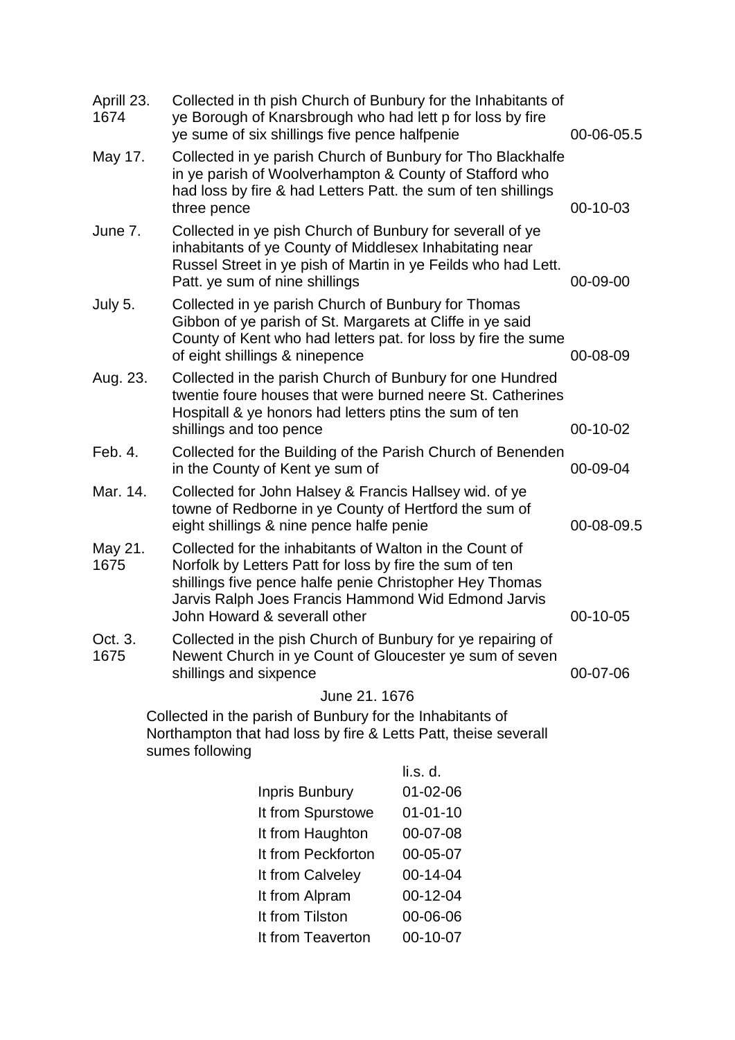| | | |
|---|---|---|
| Aprill 23. 1674 | Collected in th pish Church of Bunbury for the Inhabitants of ye Borough of Knarsbrough who had lett p for loss by fire ye sume of six shillings five pence halfpenie | 00-06-05.5 |
| May 17. | Collected in ye parish Church of Bunbury for Tho Blackhalfe in ye parish of Woolverhampton & County of Stafford who had loss by fire & had Letters Patt. the sum of ten shillings three pence | 00-10-03 |
| June 7. | Collected in ye pish Church of Bunbury for severall of ye inhabitants of ye County of Middlesex Inhabitating near Russel Street in ye pish of Martin in ye Feilds who had Lett. Patt. ye sum of nine shillings | 00-09-00 |
| July 5. | Collected in ye parish Church of Bunbury for Thomas Gibbon of ye parish of St. Margarets at Cliffe in ye said County of Kent who had letters pat. for loss by fire the sume of eight shillings & ninepence | 00-08-09 |
| Aug. 23. | Collected in the parish Church of Bunbury for one Hundred twentie foure houses that were burned neere St. Catherines Hospitall & ye honors had letters ptins the sum of ten shillings and too pence | 00-10-02 |
| Feb. 4. | Collected for the Building of the Parish Church of Benenden in the County of Kent ye sum of | 00-09-04 |
| Mar. 14. | Collected for John Halsey & Francis Hallsey wid. of ye towne of Redborne in ye County of Hertford the sum of eight shillings & nine pence halfe penie | 00-08-09.5 |
| May 21. 1675 | Collected for the inhabitants of Walton in the Count of Norfolk by Letters Patt for loss by fire the sum of ten shillings five pence halfe penie Christopher Hey Thomas Jarvis Ralph Joes Francis Hammond Wid Edmond Jarvis John Howard & severall other | 00-10-05 |
| Oct. 3. 1675 | Collected in the pish Church of Bunbury for ye repairing of Newent Church in ye Count of Gloucester ye sum of seven shillings and sixpence | 00-07-06 |

June 21. 1676

Collected in the parish of Bunbury for the Inhabitants of Northampton that had loss by fire & Letts Patt, theise severall sumes following

| | li.s. d. |
|---|---|
| Inpris Bunbury | 01-02-06 |
| It from Spurstowe | 01-01-10 |
| It from Haughton | 00-07-08 |
| It from Peckforton | 00-05-07 |
| It from Calveley | 00-14-04 |
| It from Alpram | 00-12-04 |
| It from Tilston | 00-06-06 |
| It from Teaverton | 00-10-07 |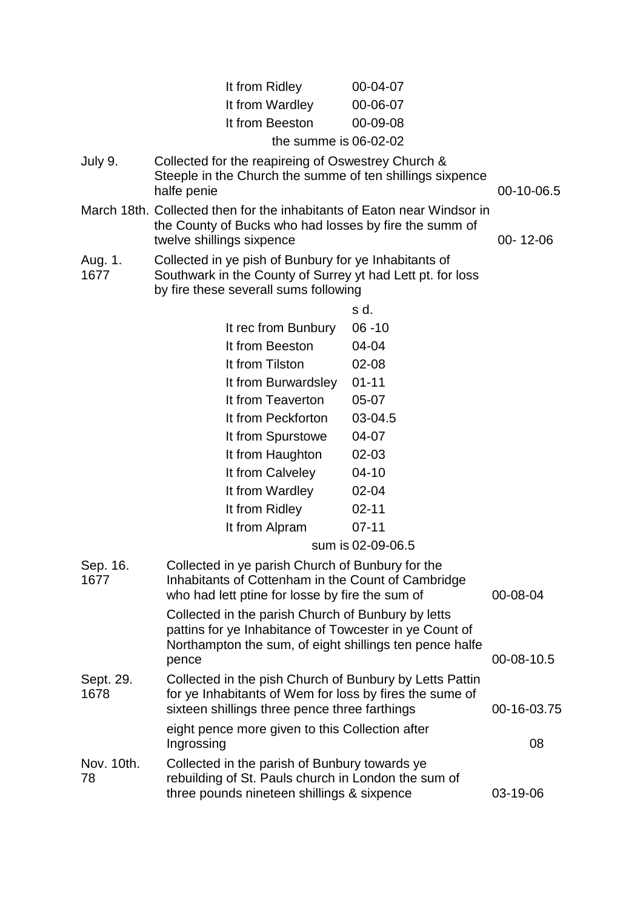| | | | |
|---|---|---|---|
| | It from Ridley | 00-04-07 | |
| | It from Wardley | 00-06-07 | |
| | It from Beeston | 00-09-08 | |
| | the summe is | 06-02-02 | |
| July 9. | Collected for the reapireing of Oswestrey Church & Steeple in the Church the summe of ten shillings sixpence halfe penie | | 00-10-06.5 |
| March 18th. | Collected then for the inhabitants of Eaton near Windsor in the County of Bucks who had losses by fire the summ of twelve shillings sixpence | | 00- 12-06 |
| Aug. 1. 1677 | Collected in ye pish of Bunbury for ye Inhabitants of Southwark in the County of Surrey yt had Lett pt. for loss by fire these severall sums following | | |
| | | s d. | |
| | It rec from Bunbury | 06 -10 | |
| | It from Beeston | 04-04 | |
| | It from Tilston | 02-08 | |
| | It from Burwardsley | 01-11 | |
| | It from Teaverton | 05-07 | |
| | It from Peckforton | 03-04.5 | |
| | It from Spurstowe | 04-07 | |
| | It from Haughton | 02-03 | |
| | It from Calveley | 04-10 | |
| | It from Wardley | 02-04 | |
| | It from Ridley | 02-11 | |
| | It from Alpram | 07-11 | |
| | sum is | 02-09-06.5 | |
| Sep. 16. 1677 | Collected in ye parish Church of Bunbury for the Inhabitants of Cottenham in the Count of Cambridge who had lett ptine for losse by fire the sum of | | 00-08-04 |
| | Collected in the parish Church of Bunbury by letts pattins for ye Inhabitance of Towcester in ye Count of Northampton the sum, of eight shillings ten pence halfe pence | | 00-08-10.5 |
| Sept. 29. 1678 | Collected in the pish Church of Bunbury by Letts Pattin for ye Inhabitants of Wem for loss by fires the sume of sixteen shillings three pence three farthings | | 00-16-03.75 |
| | eight pence more given to this Collection after Ingrossing | | 08 |
| Nov. 10th. 78 | Collected in the parish of Bunbury towards ye rebuilding of St. Pauls church in London the sum of three pounds nineteen shillings & sixpence | | 03-19-06 |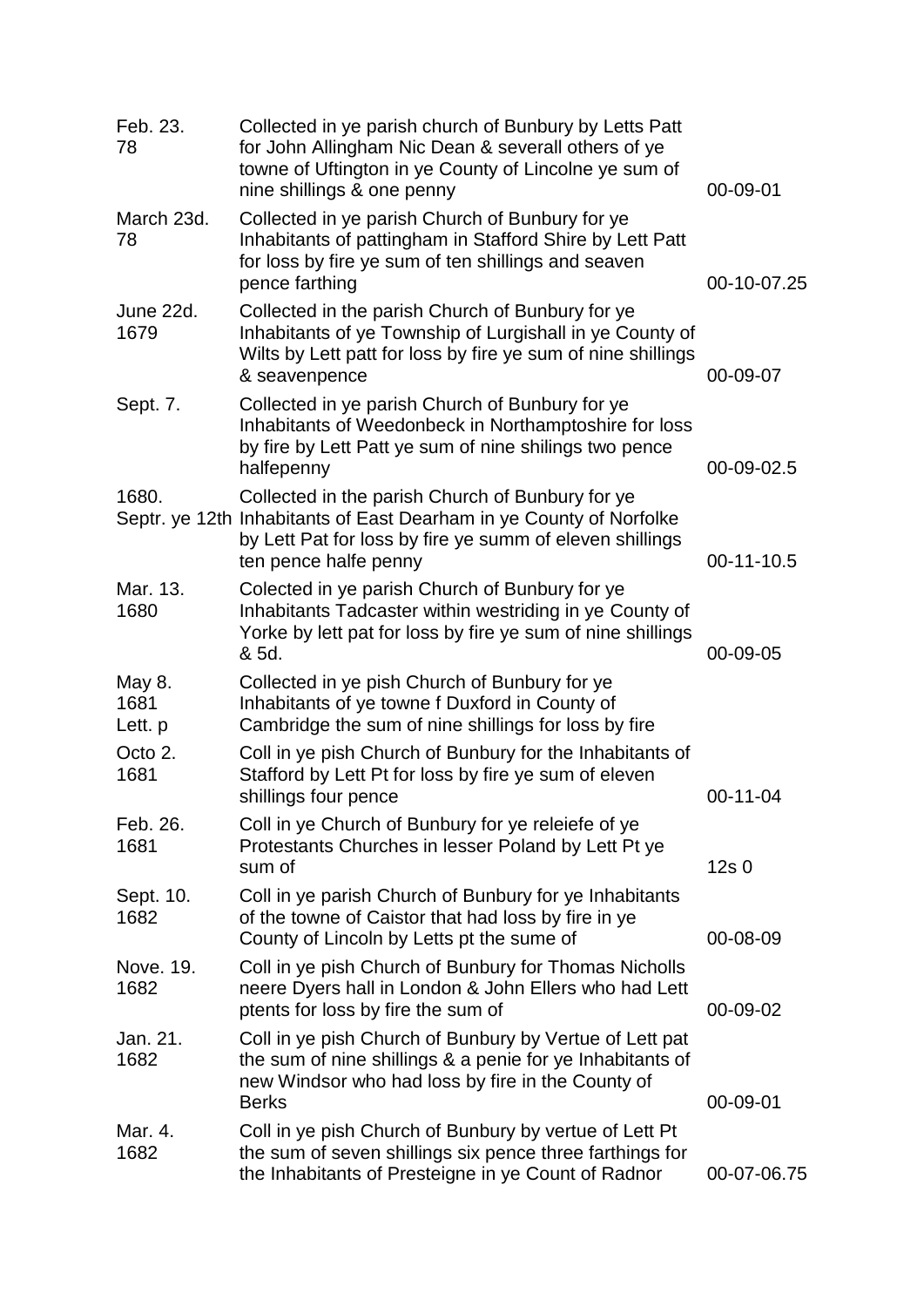| | | |
|---|---|---|
| Feb. 23. 78 | Collected in ye parish church of Bunbury by Letts Patt for John Allingham Nic Dean & severall others of ye towne of Uftington in ye County of Lincolne ye sum of nine shillings & one penny | 00-09-01 |
| March 23d. 78 | Collected in ye parish Church of Bunbury for ye Inhabitants of pattingham in Stafford Shire by Lett Patt for loss by fire ye sum of ten shillings and seaven pence farthing | 00-10-07.25 |
| June 22d. 1679 | Collected in the parish Church of Bunbury for ye Inhabitants of ye Township of Lurgishall in ye County of Wilts by Lett patt for loss by fire ye sum of nine shillings & seavenpence | 00-09-07 |
| Sept. 7. | Collected in ye parish Church of Bunbury for ye Inhabitants of Weedonbeck in Northamptoshire for loss by fire by Lett Patt ye sum of nine shilings two pence halfepenny | 00-09-02.5 |
| 1680. Septr. ye 12th | Collected in the parish Church of Bunbury for ye Inhabitants of East Dearham in ye County of Norfolke by Lett Pat for loss by fire ye summ of eleven shillings ten pence halfe penny | 00-11-10.5 |
| Mar. 13. 1680 | Colected in ye parish Church of Bunbury for ye Inhabitants Tadcaster within westriding in ye County of Yorke by lett pat for loss by fire ye sum of nine shillings & 5d. | 00-09-05 |
| May 8. 1681 Lett. p | Collected in ye pish Church of Bunbury for ye Inhabitants of ye towne f Duxford in County of Cambridge the sum of nine shillings for loss by fire | |
| Octo 2. 1681 | Coll in ye pish Church of Bunbury for the Inhabitants of Stafford by Lett Pt for loss by fire ye sum of eleven shillings four pence | 00-11-04 |
| Feb. 26. 1681 | Coll in ye Church of Bunbury for ye releiefe of ye Protestants Churches in lesser Poland by Lett Pt ye sum of | 12s 0 |
| Sept. 10. 1682 | Coll in ye parish Church of Bunbury for ye Inhabitants of the towne of Caistor that had loss by fire in ye County of Lincoln by Letts pt the sume of | 00-08-09 |
| Nove. 19. 1682 | Coll in ye pish Church of Bunbury for Thomas Nicholls neere Dyers hall in London & John Ellers who had Lett ptents for loss by fire the sum of | 00-09-02 |
| Jan. 21. 1682 | Coll in ye pish Church of Bunbury by Vertue of Lett pat the sum of nine shillings & a penie for ye Inhabitants of new Windsor who had loss by fire in the County of Berks | 00-09-01 |
| Mar. 4. 1682 | Coll in ye pish Church of Bunbury by vertue of Lett Pt the sum of seven shillings six pence three farthings for the Inhabitants of Presteigne in ye Count of Radnor | 00-07-06.75 |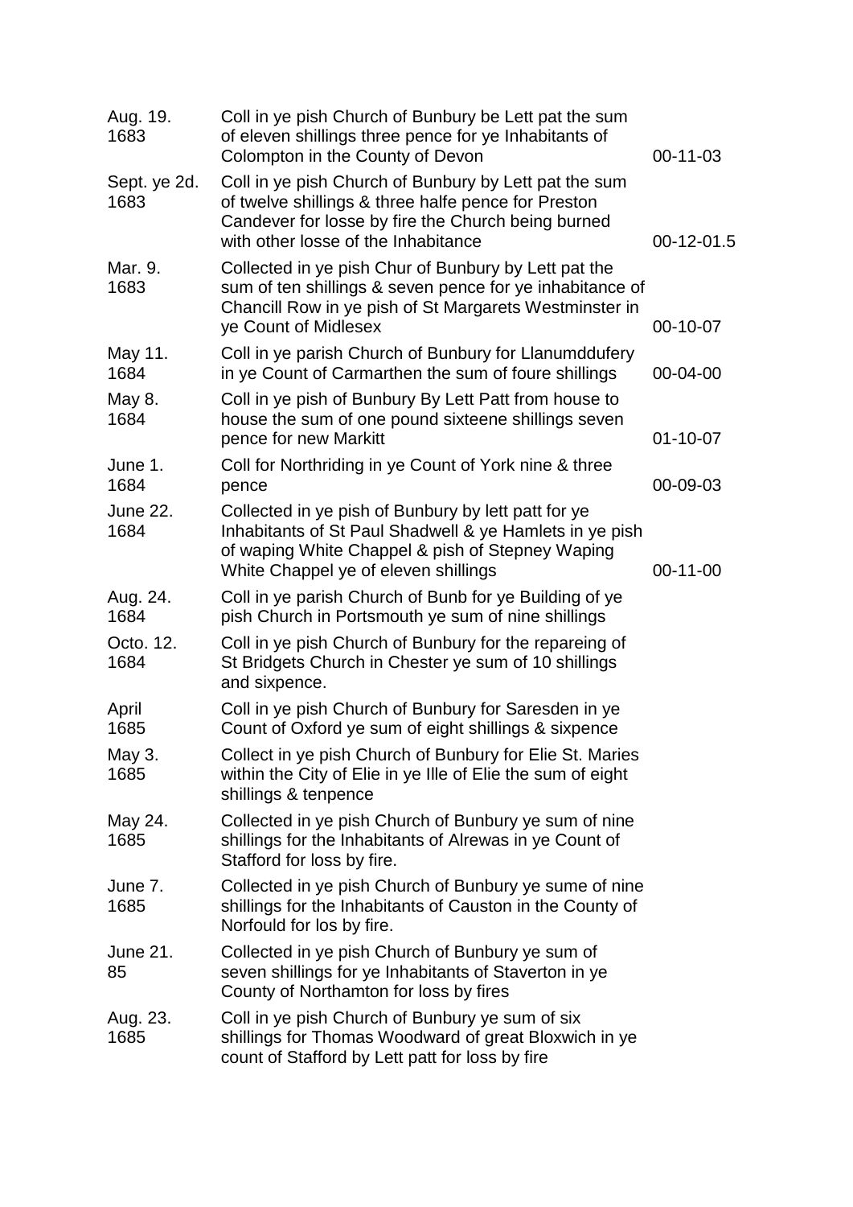| | | |
|---|---|---|
| Aug. 19. 1683 | Coll in ye pish Church of Bunbury be Lett pat the sum of eleven shillings three pence for ye Inhabitants of Colompton in the County of Devon | 00-11-03 |
| Sept. ye 2d. 1683 | Coll in ye pish Church of Bunbury by Lett pat the sum of twelve shillings & three halfe pence for Preston Candever for losse by fire the Church being burned with other losse of the Inhabitance | 00-12-01.5 |
| Mar. 9. 1683 | Collected in ye pish Chur of Bunbury by Lett pat the sum of ten shillings & seven pence for ye inhabitance of Chancill Row in ye pish of St Margarets Westminster in ye Count of Midlesex | 00-10-07 |
| May 11. 1684 | Coll in ye parish Church of Bunbury for Llanumddufery in ye Count of Carmarthen the sum of foure shillings | 00-04-00 |
| May 8. 1684 | Coll in ye pish of Bunbury By Lett Patt from house to house the sum of one pound sixteene shillings seven pence for new Markitt | 01-10-07 |
| June 1. 1684 | Coll for Northriding in ye Count of York nine & three pence | 00-09-03 |
| June 22. 1684 | Collected in ye pish of Bunbury by lett patt for ye Inhabitants of St Paul Shadwell & ye Hamlets in ye pish of waping White Chappel & pish of Stepney Waping White Chappel ye of eleven shillings | 00-11-00 |
| Aug. 24. 1684 | Coll in ye parish Church of Bunb for ye Building of ye pish Church in Portsmouth ye sum of nine shillings | |
| Octo. 12. 1684 | Coll in ye pish Church of Bunbury for the repareing of St Bridgets Church in Chester ye sum of 10 shillings and sixpence. | |
| April 1685 | Coll in ye pish Church of Bunbury for Saresden in ye Count of Oxford ye sum of eight shillings & sixpence | |
| May 3. 1685 | Collect in ye pish Church of Bunbury for Elie St. Maries within the City of Elie in ye Ille of Elie the sum of eight shillings & tenpence | |
| May 24. 1685 | Collected in ye pish Church of Bunbury ye sum of nine shillings for the Inhabitants of Alrewas in ye Count of Stafford for loss by fire. | |
| June 7. 1685 | Collected in ye pish Church of Bunbury ye sume of nine shillings for the Inhabitants of Causton in the County of Norfould for los by fire. | |
| June 21. 85 | Collected in ye pish Church of Bunbury ye sum of seven shillings for ye Inhabitants of Staverton in ye County of Northamton for loss by fires | |
| Aug. 23. 1685 | Coll in ye pish Church of Bunbury ye sum of six shillings for Thomas Woodward of great Bloxwich in ye count of Stafford by Lett patt for loss by fire | |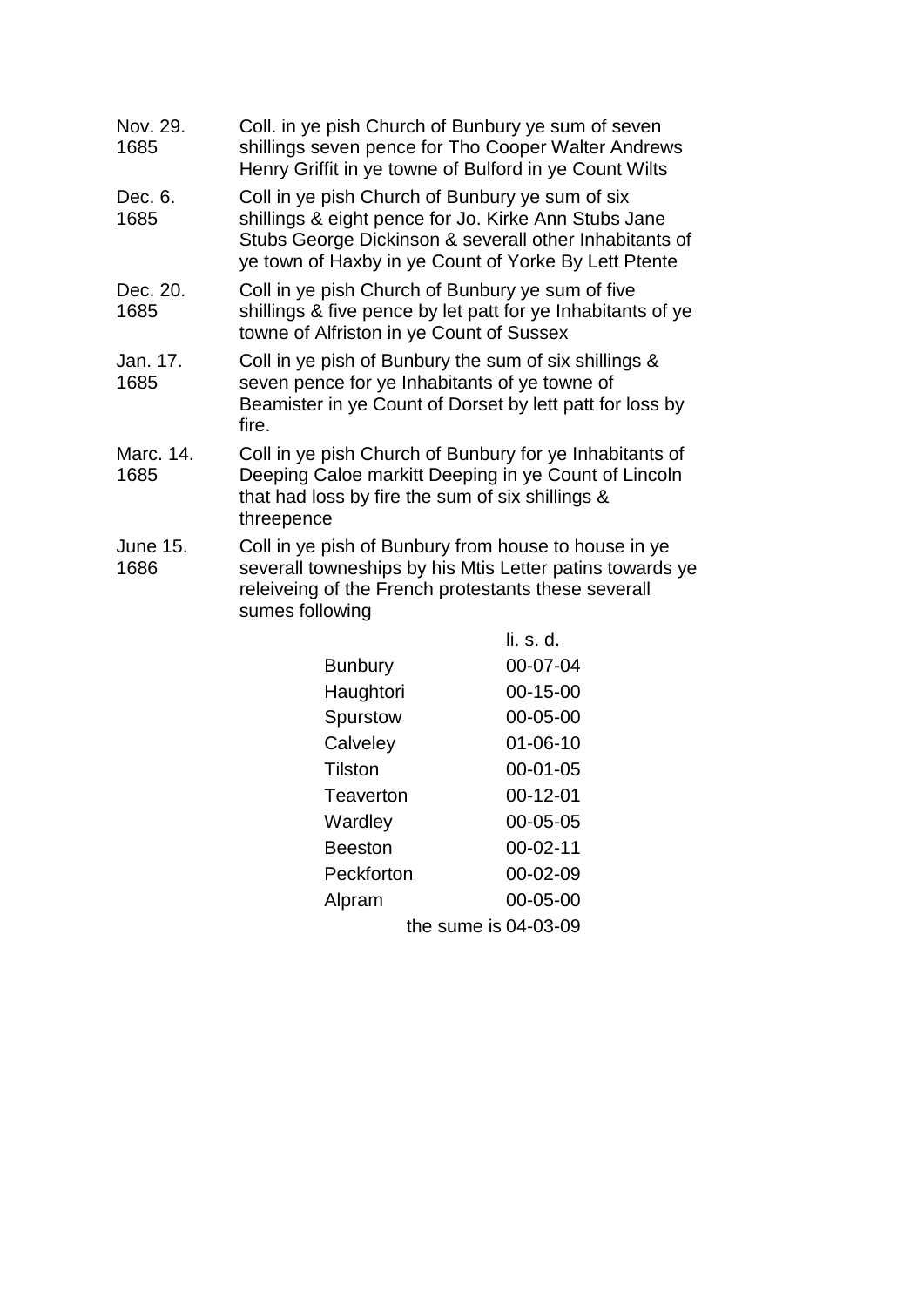| | |
|---|---|
| Nov. 29. 1685 | Coll. in ye pish Church of Bunbury ye sum of seven shillings seven pence for Tho Cooper Walter Andrews Henry Griffit in ye towne of Bulford in ye Count Wilts |
| Dec. 6. 1685 | Coll in ye pish Church of Bunbury ye sum of six shillings & eight pence for Jo. Kirke Ann Stubs Jane Stubs George Dickinson & severall other Inhabitants of ye town of Haxby in ye Count of Yorke By Lett Ptente |
| Dec. 20. 1685 | Coll in ye pish Church of Bunbury ye sum of five shillings & five pence by let patt for ye Inhabitants of ye towne of Alfriston in ye Count of Sussex |
| Jan. 17. 1685 | Coll in ye pish of Bunbury the sum of six shillings & seven pence for ye Inhabitants of ye towne of Beamister in ye Count of Dorset by lett patt for loss by fire. |
| Marc. 14. 1685 | Coll in ye pish Church of Bunbury for ye Inhabitants of Deeping Caloe markitt Deeping in ye Count of Lincoln that had loss by fire the sum of six shillings & threepence |
| June 15. 1686 | Coll in ye pish of Bunbury from house to house in ye severall towneships by his Mtis Letter patins towards ye releiveing of the French protestants these severall sumes following |

| | li. s. d. |
|---|---|
| Bunbury | 00-07-04 |
| Haughtori | 00-15-00 |
| Spurstow | 00-05-00 |
| Calveley | 01-06-10 |
| Tilston | 00-01-05 |
| Teaverton | 00-12-01 |
| Wardley | 00-05-05 |
| Beeston | 00-02-11 |
| Peckforton | 00-02-09 |
| Alpram | 00-05-00 |
| the sume is | 04-03-09 |